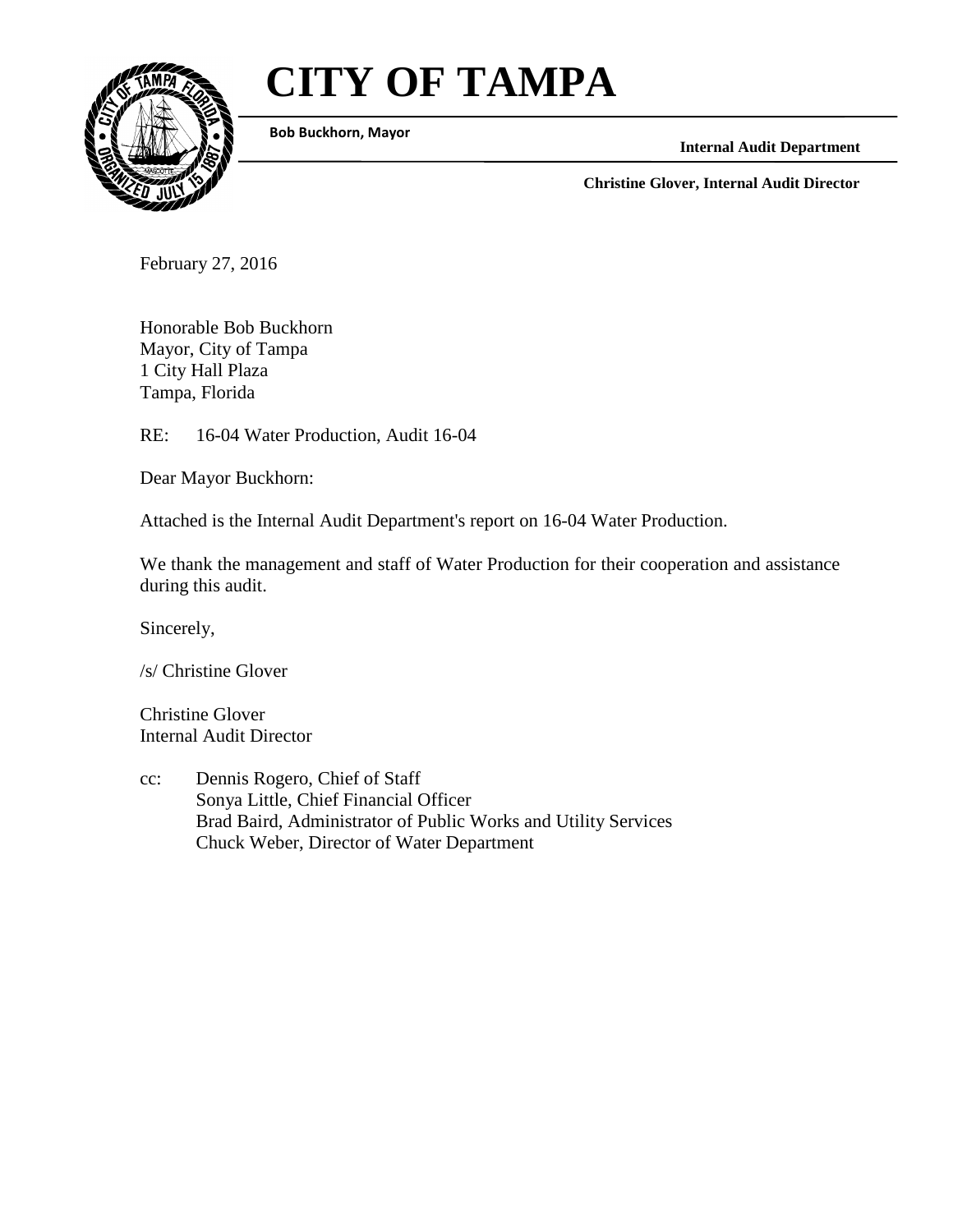# CITY OF TAMPA

**Bob Buckhorn, Mayor**

**Internal Audit Department**

**Christine Glover, Internal Audit Director**

February 27, 2016

Honorable Bob Buckhorn
Mayor, City of Tampa
1 City Hall Plaza
Tampa, Florida

RE: 16-04 Water Production, Audit 16-04

Dear Mayor Buckhorn:

Attached is the Internal Audit Department's report on 16-04 Water Production.

We thank the management and staff of Water Production for their cooperation and assistance during this audit.

Sincerely,

/s/ Christine Glover

Christine Glover
Internal Audit Director

cc: Dennis Rogero, Chief of Staff
Sonya Little, Chief Financial Officer
Brad Baird, Administrator of Public Works and Utility Services
Chuck Weber, Director of Water Department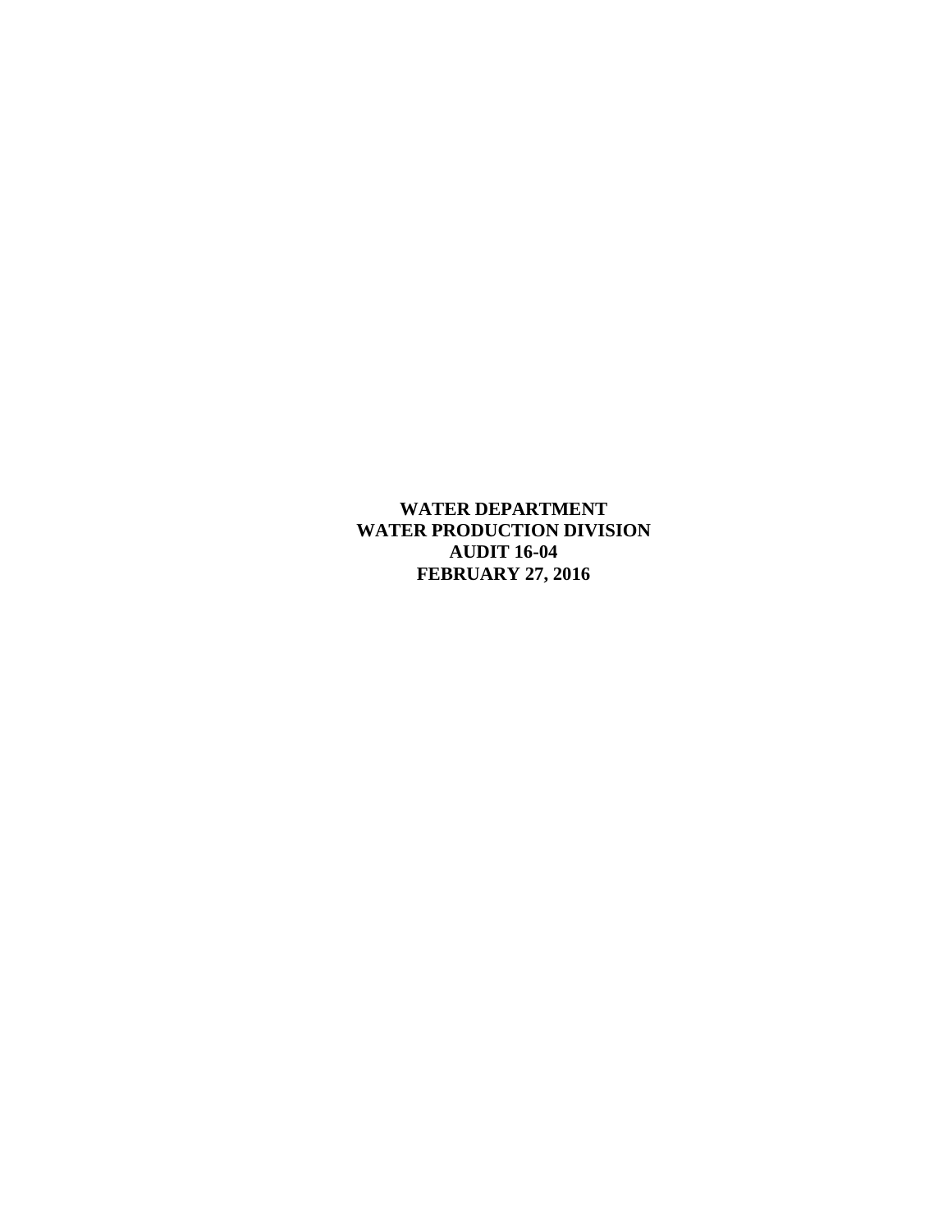**WATER DEPARTMENT**
**WATER PRODUCTION DIVISION**
**AUDIT 16-04**
**FEBRUARY 27, 2016**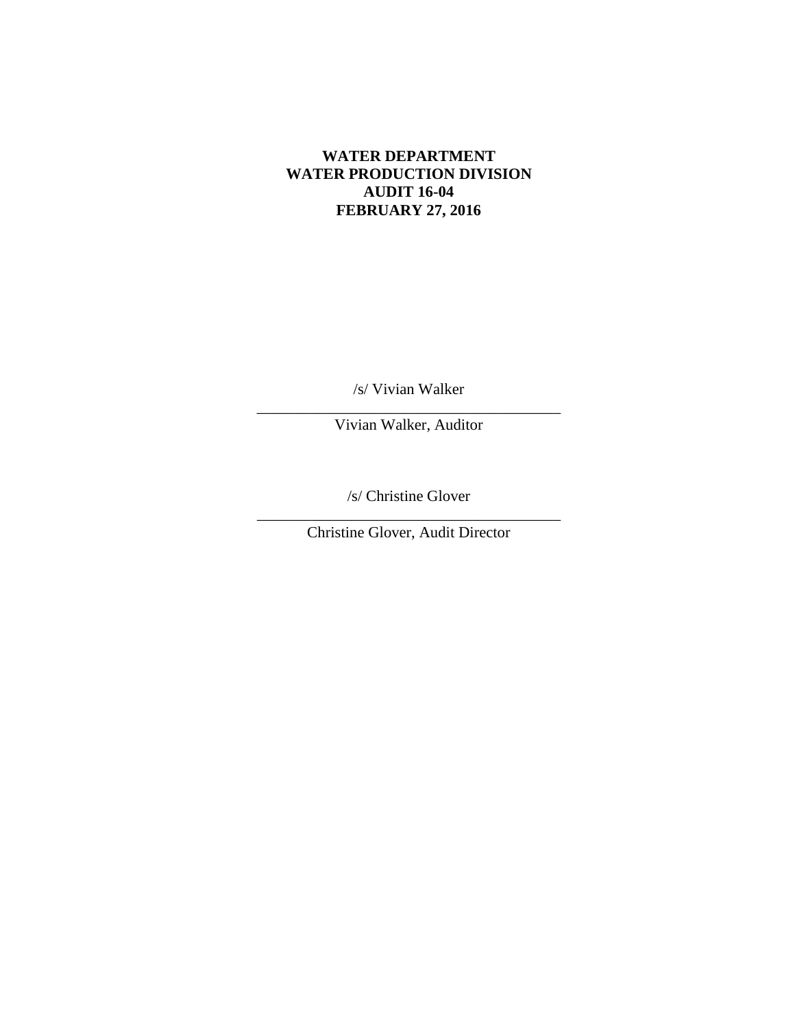**WATER DEPARTMENT**
**WATER PRODUCTION DIVISION**
**AUDIT 16-04**
**FEBRUARY 27, 2016**

/s/ Vivian Walker

_________________________________________

Vivian Walker, Auditor

/s/ Christine Glover

_________________________________________

Christine Glover, Audit Director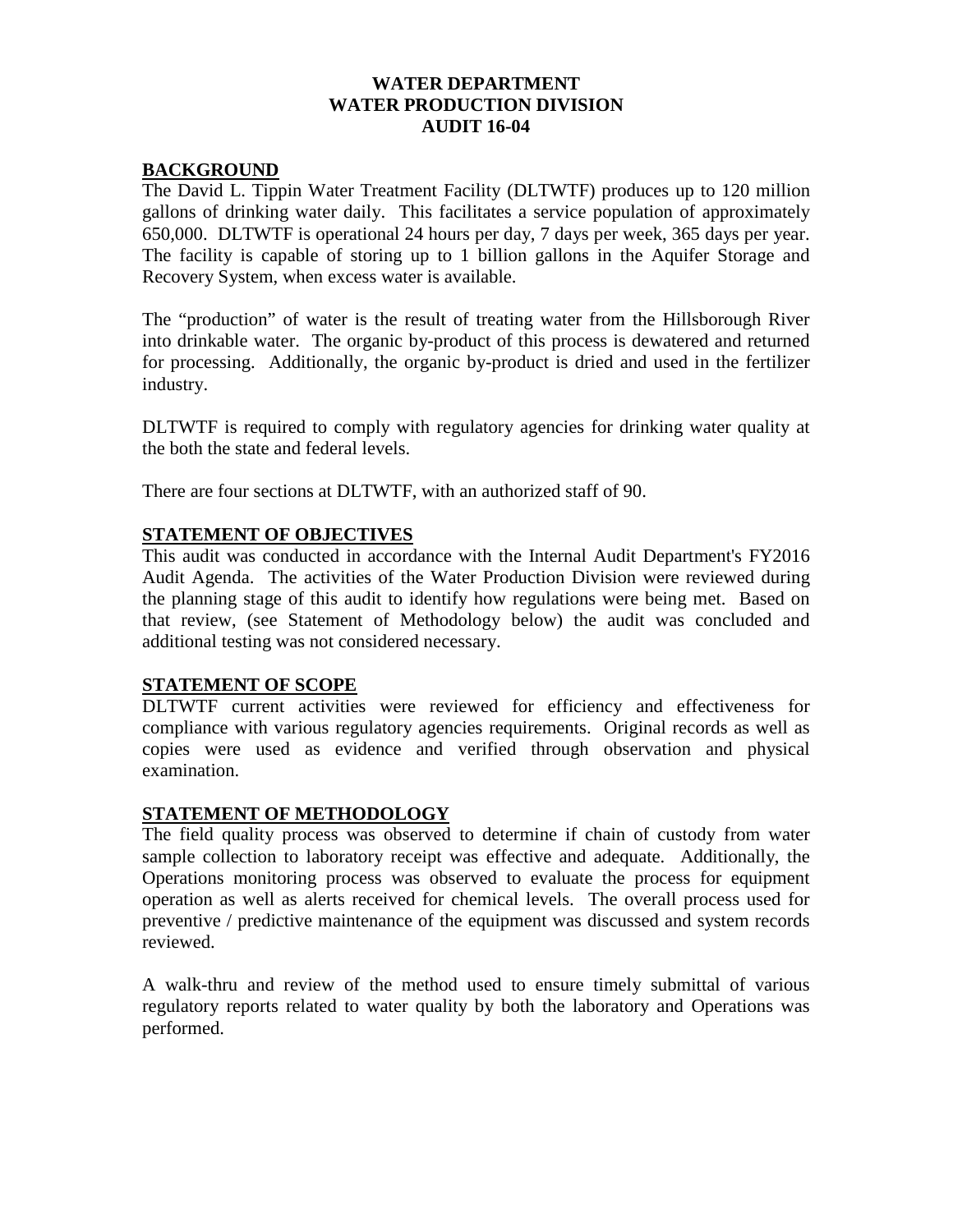# WATER DEPARTMENT
# WATER PRODUCTION DIVISION
# AUDIT 16-04

## BACKGROUND

The David L. Tippin Water Treatment Facility (DLTWTF) produces up to 120 million gallons of drinking water daily. This facilitates a service population of approximately 650,000. DLTWTF is operational 24 hours per day, 7 days per week, 365 days per year. The facility is capable of storing up to 1 billion gallons in the Aquifer Storage and Recovery System, when excess water is available.

The "production" of water is the result of treating water from the Hillsborough River into drinkable water. The organic by-product of this process is dewatered and returned for processing. Additionally, the organic by-product is dried and used in the fertilizer industry.

DLTWTF is required to comply with regulatory agencies for drinking water quality at the both the state and federal levels.

There are four sections at DLTWTF, with an authorized staff of 90.

## STATEMENT OF OBJECTIVES

This audit was conducted in accordance with the Internal Audit Department's FY2016 Audit Agenda. The activities of the Water Production Division were reviewed during the planning stage of this audit to identify how regulations were being met. Based on that review, (see Statement of Methodology below) the audit was concluded and additional testing was not considered necessary.

## STATEMENT OF SCOPE

DLTWTF current activities were reviewed for efficiency and effectiveness for compliance with various regulatory agencies requirements. Original records as well as copies were used as evidence and verified through observation and physical examination.

## STATEMENT OF METHODOLOGY

The field quality process was observed to determine if chain of custody from water sample collection to laboratory receipt was effective and adequate. Additionally, the Operations monitoring process was observed to evaluate the process for equipment operation as well as alerts received for chemical levels. The overall process used for preventive / predictive maintenance of the equipment was discussed and system records reviewed.

A walk-thru and review of the method used to ensure timely submittal of various regulatory reports related to water quality by both the laboratory and Operations was performed.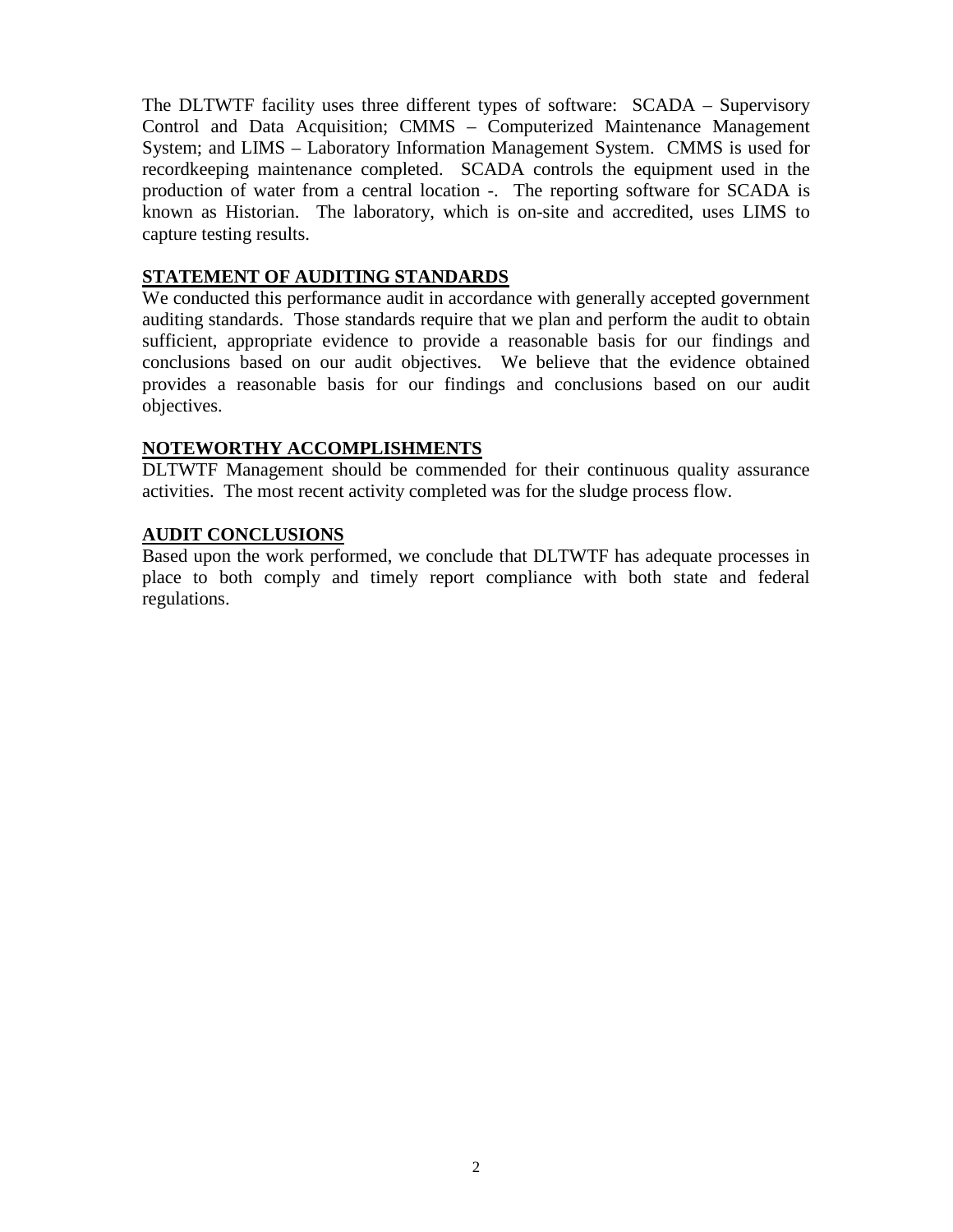The DLTWTF facility uses three different types of software: SCADA – Supervisory Control and Data Acquisition; CMMS – Computerized Maintenance Management System; and LIMS – Laboratory Information Management System. CMMS is used for recordkeeping maintenance completed. SCADA controls the equipment used in the production of water from a central location -. The reporting software for SCADA is known as Historian. The laboratory, which is on-site and accredited, uses LIMS to capture testing results.

## STATEMENT OF AUDITING STANDARDS

We conducted this performance audit in accordance with generally accepted government auditing standards. Those standards require that we plan and perform the audit to obtain sufficient, appropriate evidence to provide a reasonable basis for our findings and conclusions based on our audit objectives. We believe that the evidence obtained provides a reasonable basis for our findings and conclusions based on our audit objectives.

## NOTEWORTHY ACCOMPLISHMENTS

DLTWTF Management should be commended for their continuous quality assurance activities. The most recent activity completed was for the sludge process flow.

## AUDIT CONCLUSIONS

Based upon the work performed, we conclude that DLTWTF has adequate processes in place to both comply and timely report compliance with both state and federal regulations.